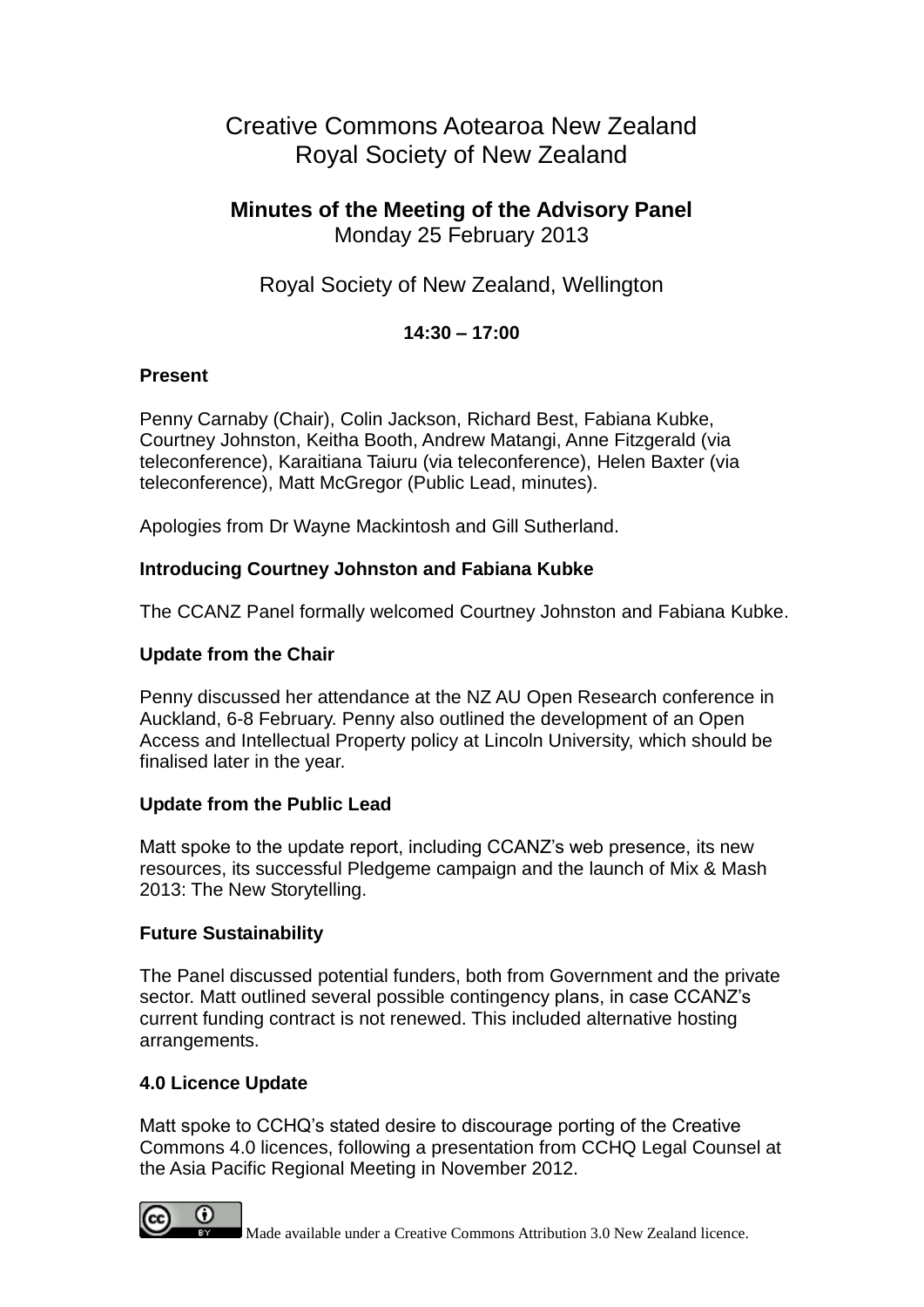# Creative Commons Aotearoa New Zealand
# Royal Society of New Zealand

## Minutes of the Meeting of the Advisory Panel

Monday 25 February 2013

Royal Society of New Zealand, Wellington

**14:30 – 17:00**

### Present

Penny Carnaby (Chair), Colin Jackson, Richard Best, Fabiana Kubke, Courtney Johnston, Keitha Booth, Andrew Matangi, Anne Fitzgerald (via teleconference), Karaitiana Taiuru (via teleconference), Helen Baxter (via teleconference), Matt McGregor (Public Lead, minutes).

Apologies from Dr Wayne Mackintosh and Gill Sutherland.

### Introducing Courtney Johnston and Fabiana Kubke

The CCANZ Panel formally welcomed Courtney Johnston and Fabiana Kubke.

### Update from the Chair

Penny discussed her attendance at the NZ AU Open Research conference in Auckland, 6-8 February. Penny also outlined the development of an Open Access and Intellectual Property policy at Lincoln University, which should be finalised later in the year.

### Update from the Public Lead

Matt spoke to the update report, including CCANZ's web presence, its new resources, its successful Pledgeme campaign and the launch of Mix & Mash 2013: The New Storytelling.

### Future Sustainability

The Panel discussed potential funders, both from Government and the private sector. Matt outlined several possible contingency plans, in case CCANZ's current funding contract is not renewed. This included alternative hosting arrangements.

### 4.0 Licence Update

Matt spoke to CCHQ's stated desire to discourage porting of the Creative Commons 4.0 licences, following a presentation from CCHQ Legal Counsel at the Asia Pacific Regional Meeting in November 2012.

Made available under a Creative Commons Attribution 3.0 New Zealand licence.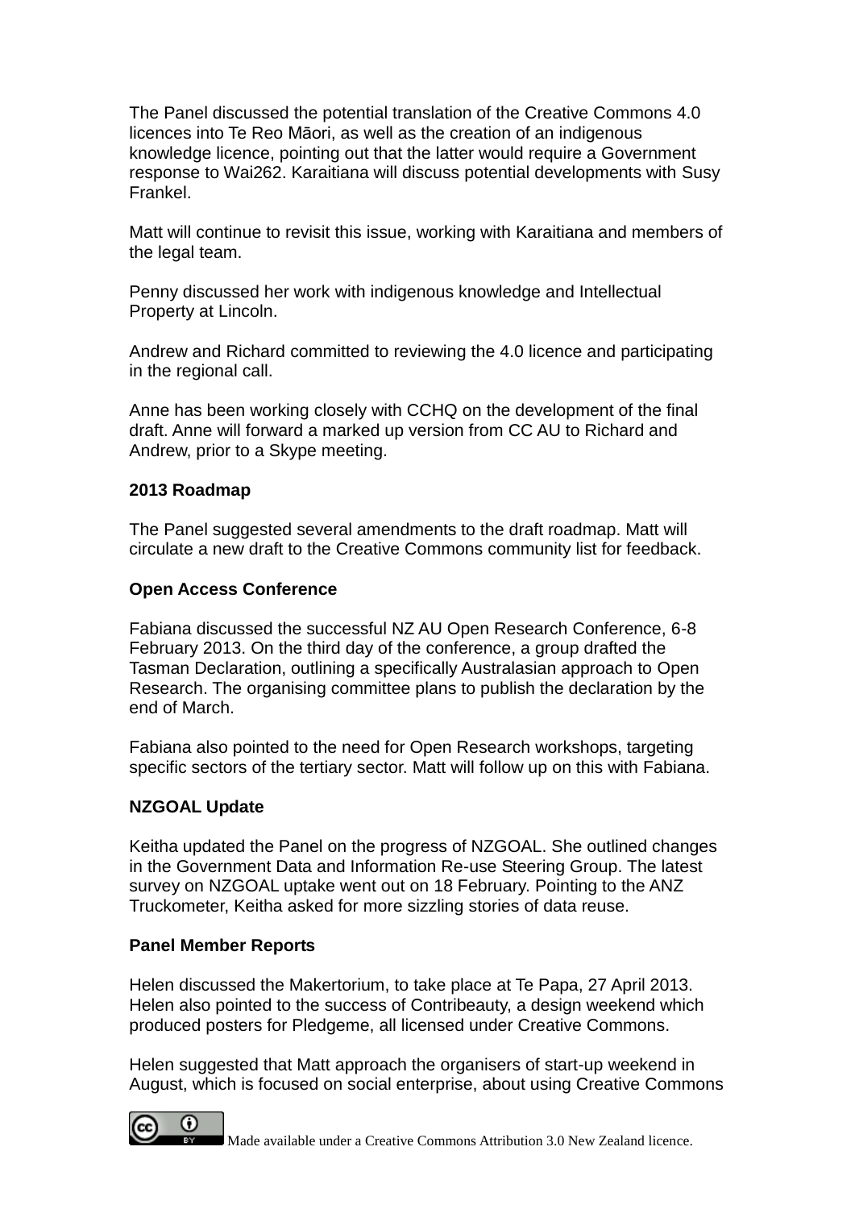The Panel discussed the potential translation of the Creative Commons 4.0 licences into Te Reo Māori, as well as the creation of an indigenous knowledge licence, pointing out that the latter would require a Government response to Wai262. Karaitiana will discuss potential developments with Susy Frankel.

Matt will continue to revisit this issue, working with Karaitiana and members of the legal team.

Penny discussed her work with indigenous knowledge and Intellectual Property at Lincoln.

Andrew and Richard committed to reviewing the 4.0 licence and participating in the regional call.

Anne has been working closely with CCHQ on the development of the final draft. Anne will forward a marked up version from CC AU to Richard and Andrew, prior to a Skype meeting.

**2013 Roadmap**

The Panel suggested several amendments to the draft roadmap. Matt will circulate a new draft to the Creative Commons community list for feedback.

**Open Access Conference**

Fabiana discussed the successful NZ AU Open Research Conference, 6-8 February 2013. On the third day of the conference, a group drafted the Tasman Declaration, outlining a specifically Australasian approach to Open Research. The organising committee plans to publish the declaration by the end of March.

Fabiana also pointed to the need for Open Research workshops, targeting specific sectors of the tertiary sector. Matt will follow up on this with Fabiana.

**NZGOAL Update**

Keitha updated the Panel on the progress of NZGOAL. She outlined changes in the Government Data and Information Re-use Steering Group. The latest survey on NZGOAL uptake went out on 18 February. Pointing to the ANZ Truckometer, Keitha asked for more sizzling stories of data reuse.

**Panel Member Reports**

Helen discussed the Makertorium, to take place at Te Papa, 27 April 2013. Helen also pointed to the success of Contribeauty, a design weekend which produced posters for Pledgeme, all licensed under Creative Commons.

Helen suggested that Matt approach the organisers of start-up weekend in August, which is focused on social enterprise, about using Creative Commons

Made available under a Creative Commons Attribution 3.0 New Zealand licence.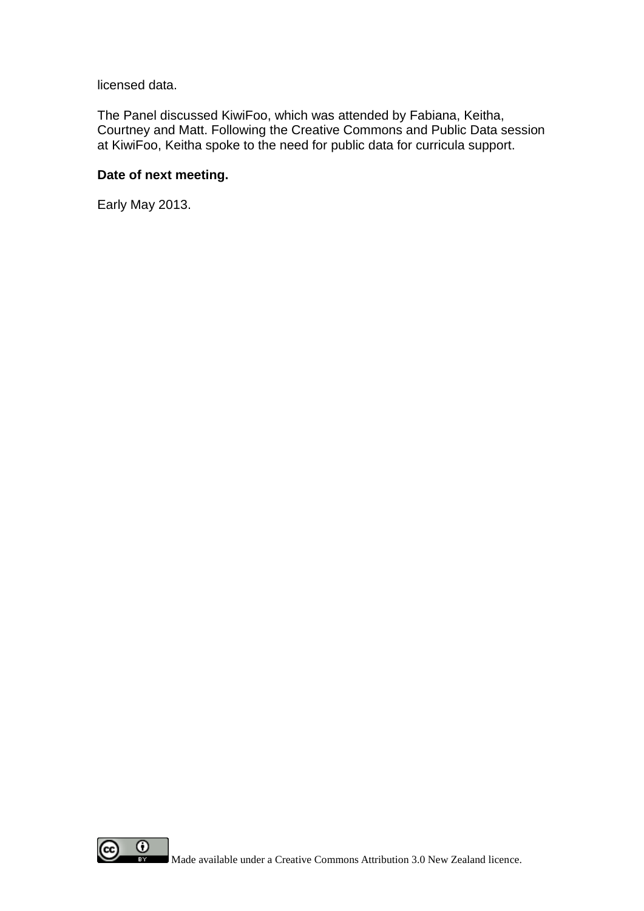licensed data.

The Panel discussed KiwiFoo, which was attended by Fabiana, Keitha, Courtney and Matt. Following the Creative Commons and Public Data session at KiwiFoo, Keitha spoke to the need for public data for curricula support.

**Date of next meeting.**

Early May 2013.

Made available under a Creative Commons Attribution 3.0 New Zealand licence.